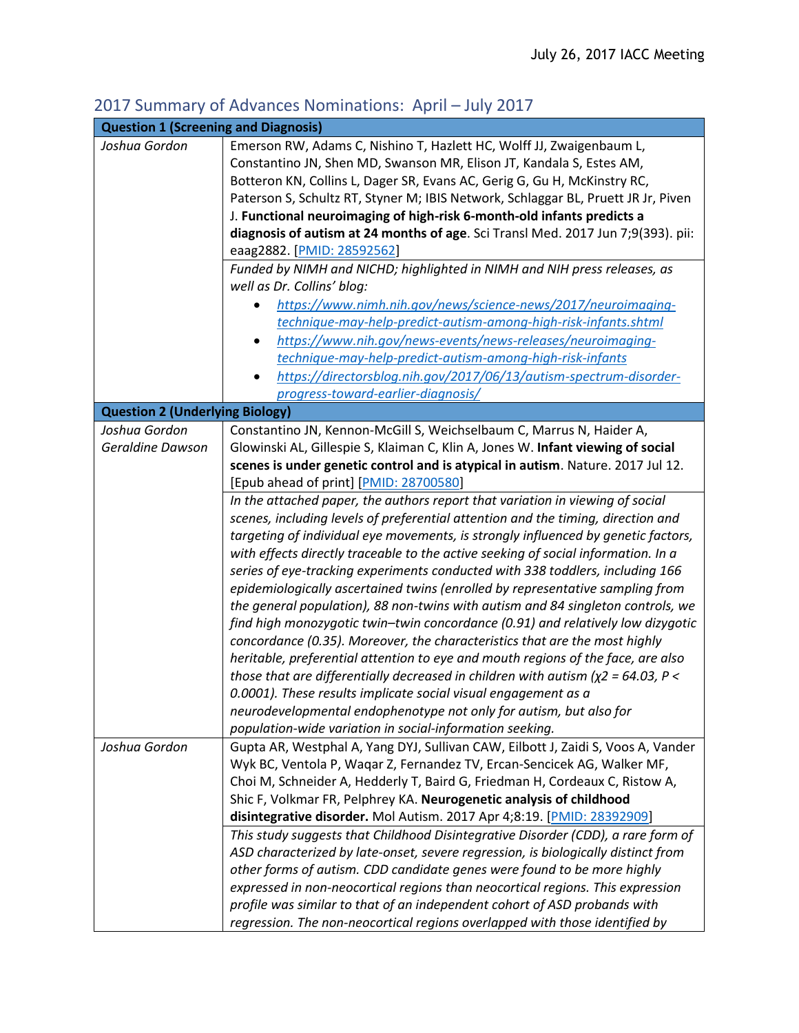## 2017 Summary of Advances Nominations: April – July 2017

| Question 1 (Screening and Diagnosis) | |
|---|---|
| *Joshua Gordon* | Emerson RW, Adams C, Nishino T, Hazlett HC, Wolff JJ, Zwaigenbaum L, Constantino JN, Shen MD, Swanson MR, Elison JT, Kandala S, Estes AM, Botteron KN, Collins L, Dager SR, Evans AC, Gerig G, Gu H, McKinstry RC, Paterson S, Schultz RT, Styner M; IBIS Network, Schlaggar BL, Pruett JR Jr, Piven J. **Functional neuroimaging of high-risk 6-month-old infants predicts a diagnosis of autism at 24 months of age**. Sci Transl Med. 2017 Jun 7;9(393). pii: eaag2882. [PMID: 28592562] |
| | *Funded by NIMH and NICHD; highlighted in NIMH and NIH press releases, as well as Dr. Collins' blog:* <br> • *https://www.nimh.nih.gov/news/science-news/2017/neuroimaging-technique-may-help-predict-autism-among-high-risk-infants.shtml* <br> • *https://www.nih.gov/news-events/news-releases/neuroimaging-technique-may-help-predict-autism-among-high-risk-infants* <br> • *https://directorsblog.nih.gov/2017/06/13/autism-spectrum-disorder-progress-toward-earlier-diagnosis/* |
| **Question 2 (Underlying Biology)** | |
| *Joshua Gordon* <br> *Geraldine Dawson* | Constantino JN, Kennon-McGill S, Weichselbaum C, Marrus N, Haider A, Glowinski AL, Gillespie S, Klaiman C, Klin A, Jones W. **Infant viewing of social scenes is under genetic control and is atypical in autism**. Nature. 2017 Jul 12. [Epub ahead of print] [PMID: 28700580] |
| | *In the attached paper, the authors report that variation in viewing of social scenes, including levels of preferential attention and the timing, direction and targeting of individual eye movements, is strongly influenced by genetic factors, with effects directly traceable to the active seeking of social information. In a series of eye-tracking experiments conducted with 338 toddlers, including 166 epidemiologically ascertained twins (enrolled by representative sampling from the general population), 88 non-twins with autism and 84 singleton controls, we find high monozygotic twin–twin concordance (0.91) and relatively low dizygotic concordance (0.35). Moreover, the characteristics that are the most highly heritable, preferential attention to eye and mouth regions of the face, are also those that are differentially decreased in children with autism ($\chi2 = 64.03$, $P < 0.0001$). These results implicate social visual engagement as a neurodevelopmental endophenotype not only for autism, but also for population-wide variation in social-information seeking.* |
| *Joshua Gordon* | Gupta AR, Westphal A, Yang DYJ, Sullivan CAW, Eilbott J, Zaidi S, Voos A, Vander Wyk BC, Ventola P, Waqar Z, Fernandez TV, Ercan-Sencicek AG, Walker MF, Choi M, Schneider A, Hedderly T, Baird G, Friedman H, Cordeaux C, Ristow A, Shic F, Volkmar FR, Pelphrey KA. **Neurogenetic analysis of childhood disintegrative disorder.** Mol Autism. 2017 Apr 4;8:19. [PMID: 28392909] |
| | *This study suggests that Childhood Disintegrative Disorder (CDD), a rare form of ASD characterized by late-onset, severe regression, is biologically distinct from other forms of autism. CDD candidate genes were found to be more highly expressed in non-neocortical regions than neocortical regions. This expression profile was similar to that of an independent cohort of ASD probands with regression. The non-neocortical regions overlapped with those identified by* |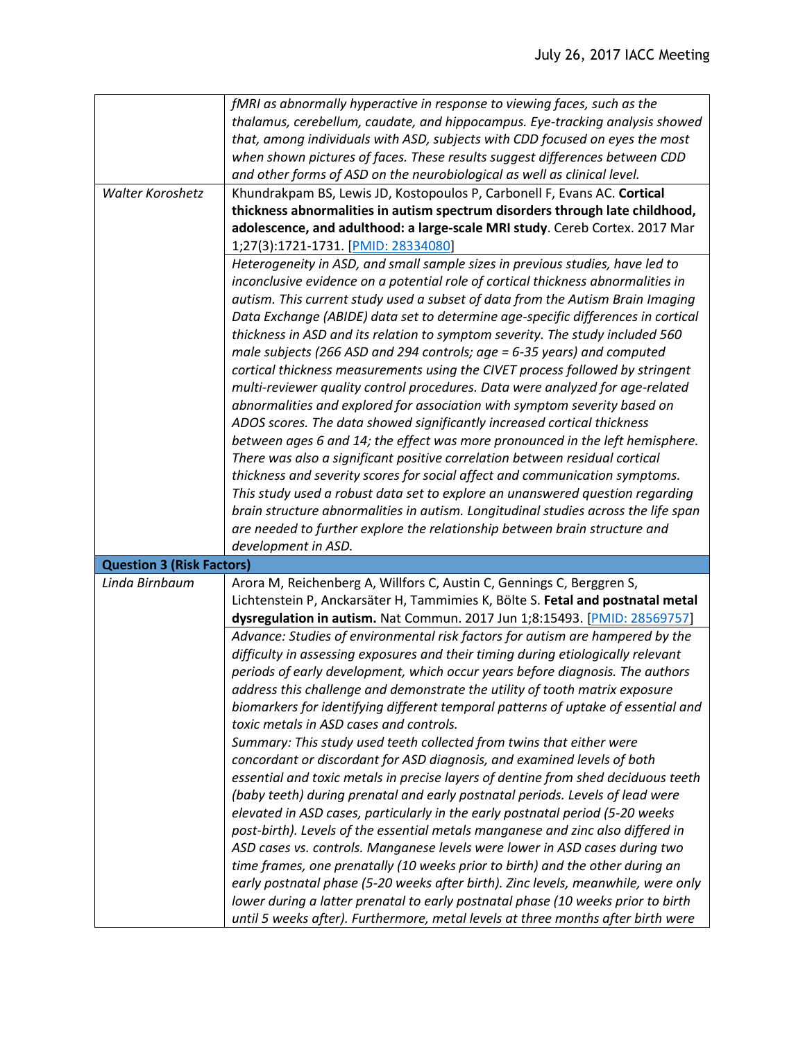| | |
|---|---|
| | *fMRI as abnormally hyperactive in response to viewing faces, such as the thalamus, cerebellum, caudate, and hippocampus. Eye-tracking analysis showed that, among individuals with ASD, subjects with CDD focused on eyes the most when shown pictures of faces. These results suggest differences between CDD and other forms of ASD on the neurobiological as well as clinical level.* |
| *Walter Koroshetz* | Khundrakpam BS, Lewis JD, Kostopoulos P, Carbonell F, Evans AC. **Cortical thickness abnormalities in autism spectrum disorders through late childhood, adolescence, and adulthood: a large-scale MRI study**. Cereb Cortex. 2017 Mar 1;27(3):1721-1731. [PMID: 28334080] |
| | *Heterogeneity in ASD, and small sample sizes in previous studies, have led to inconclusive evidence on a potential role of cortical thickness abnormalities in autism. This current study used a subset of data from the Autism Brain Imaging Data Exchange (ABIDE) data set to determine age-specific differences in cortical thickness in ASD and its relation to symptom severity. The study included 560 male subjects (266 ASD and 294 controls; age = 6-35 years) and computed cortical thickness measurements using the CIVET process followed by stringent multi-reviewer quality control procedures. Data were analyzed for age-related abnormalities and explored for association with symptom severity based on ADOS scores. The data showed significantly increased cortical thickness between ages 6 and 14; the effect was more pronounced in the left hemisphere. There was also a significant positive correlation between residual cortical thickness and severity scores for social affect and communication symptoms. This study used a robust data set to explore an unanswered question regarding brain structure abnormalities in autism. Longitudinal studies across the life span are needed to further explore the relationship between brain structure and development in ASD.* |
| **Question 3 (Risk Factors)** | |
| *Linda Birnbaum* | Arora M, Reichenberg A, Willfors C, Austin C, Gennings C, Berggren S, Lichtenstein P, Anckarsäter H, Tammimies K, Bölte S. **Fetal and postnatal metal dysregulation in autism.** Nat Commun. 2017 Jun 1;8:15493. [PMID: 28569757] |
| | *Advance: Studies of environmental risk factors for autism are hampered by the difficulty in assessing exposures and their timing during etiologically relevant periods of early development, which occur years before diagnosis. The authors address this challenge and demonstrate the utility of tooth matrix exposure biomarkers for identifying different temporal patterns of uptake of essential and toxic metals in ASD cases and controls.*<br>*Summary: This study used teeth collected from twins that either were concordant or discordant for ASD diagnosis, and examined levels of both essential and toxic metals in precise layers of dentine from shed deciduous teeth (baby teeth) during prenatal and early postnatal periods. Levels of lead were elevated in ASD cases, particularly in the early postnatal period (5-20 weeks post-birth). Levels of the essential metals manganese and zinc also differed in ASD cases vs. controls. Manganese levels were lower in ASD cases during two time frames, one prenatally (10 weeks prior to birth) and the other during an early postnatal phase (5-20 weeks after birth). Zinc levels, meanwhile, were only lower during a latter prenatal to early postnatal phase (10 weeks prior to birth until 5 weeks after). Furthermore, metal levels at three months after birth were* |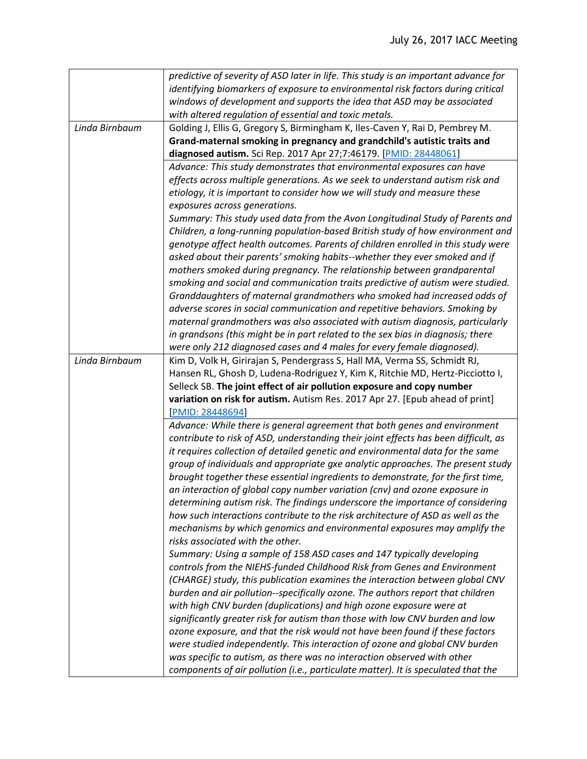| | |
|---|---|
| | *predictive of severity of ASD later in life. This study is an important advance for identifying biomarkers of exposure to environmental risk factors during critical windows of development and supports the idea that ASD may be associated with altered regulation of essential and toxic metals.* |
| *Linda Birnbaum* | Golding J, Ellis G, Gregory S, Birmingham K, Iles-Caven Y, Rai D, Pembrey M. **Grand-maternal smoking in pregnancy and grandchild's autistic traits and diagnosed autism.** Sci Rep. 2017 Apr 27;7:46179. [PMID: 28448061] |
| | *Advance: This study demonstrates that environmental exposures can have effects across multiple generations. As we seek to understand autism risk and etiology, it is important to consider how we will study and measure these exposures across generations.* <br> *Summary: This study used data from the Avon Longitudinal Study of Parents and Children, a long-running population-based British study of how environment and genotype affect health outcomes. Parents of children enrolled in this study were asked about their parents' smoking habits--whether they ever smoked and if mothers smoked during pregnancy. The relationship between grandparental smoking and social and communication traits predictive of autism were studied. Granddaughters of maternal grandmothers who smoked had increased odds of adverse scores in social communication and repetitive behaviors. Smoking by maternal grandmothers was also associated with autism diagnosis, particularly in grandsons (this might be in part related to the sex bias in diagnosis; there were only 212 diagnosed cases and 4 males for every female diagnosed).* |
| *Linda Birnbaum* | Kim D, Volk H, Girirajan S, Pendergrass S, Hall MA, Verma SS, Schmidt RJ, Hansen RL, Ghosh D, Ludena-Rodriguez Y, Kim K, Ritchie MD, Hertz-Picciotto I, Selleck SB. **The joint effect of air pollution exposure and copy number variation on risk for autism.** Autism Res. 2017 Apr 27. [Epub ahead of print] [PMID: 28448694] |
| | *Advance: While there is general agreement that both genes and environment contribute to risk of ASD, understanding their joint effects has been difficult, as it requires collection of detailed genetic and environmental data for the same group of individuals and appropriate gxe analytic approaches. The present study brought together these essential ingredients to demonstrate, for the first time, an interaction of global copy number variation (cnv) and ozone exposure in determining autism risk. The findings underscore the importance of considering how such interactions contribute to the risk architecture of ASD as well as the mechanisms by which genomics and environmental exposures may amplify the risks associated with the other.* <br> *Summary: Using a sample of 158 ASD cases and 147 typically developing controls from the NIEHS-funded Childhood Risk from Genes and Environment (CHARGE) study, this publication examines the interaction between global CNV burden and air pollution--specifically ozone. The authors report that children with high CNV burden (duplications) and high ozone exposure were at significantly greater risk for autism than those with low CNV burden and low ozone exposure, and that the risk would not have been found if these factors were studied independently. This interaction of ozone and global CNV burden was specific to autism, as there was no interaction observed with other components of air pollution (i.e., particulate matter). It is speculated that the* |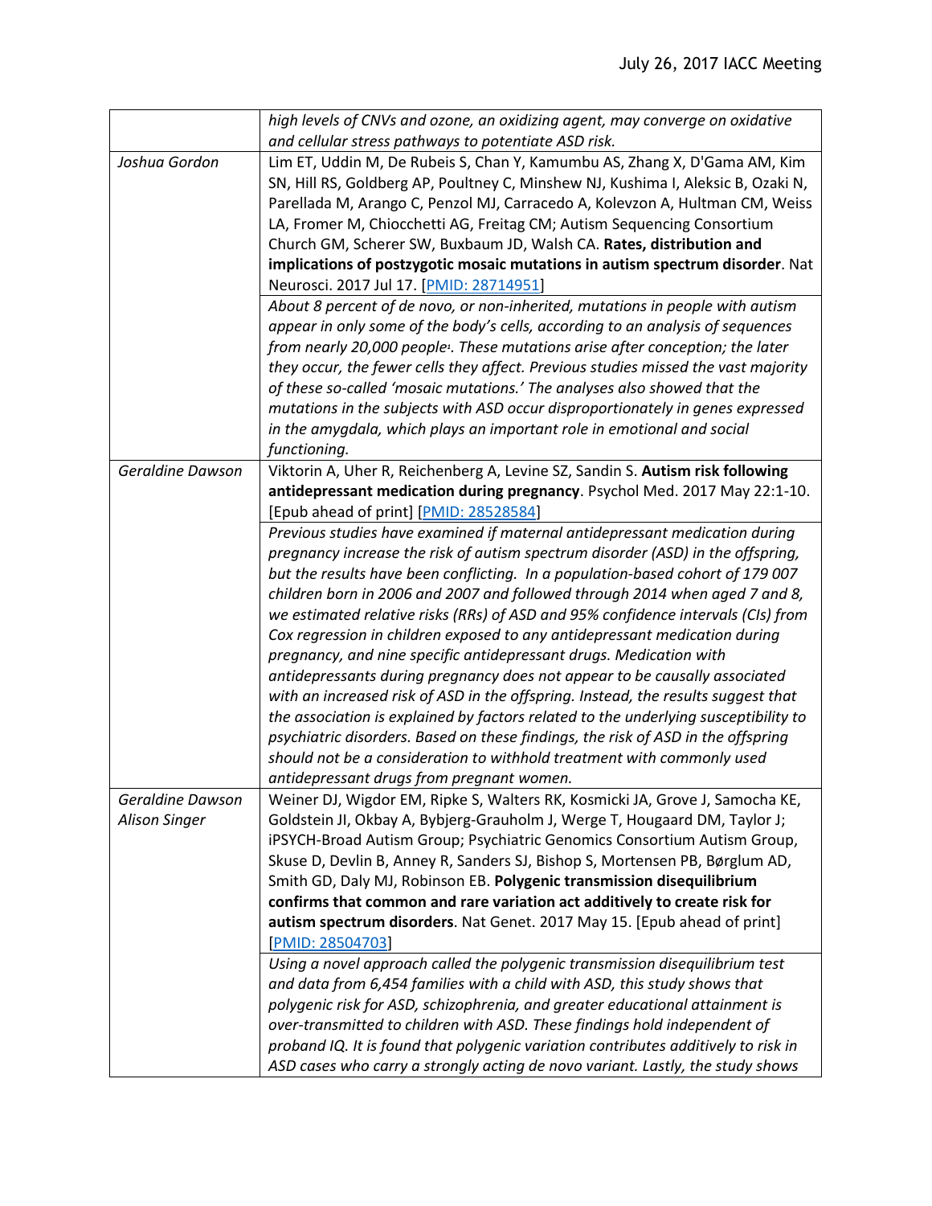| | |
|---|---|
| | *high levels of CNVs and ozone, an oxidizing agent, may converge on oxidative and cellular stress pathways to potentiate ASD risk.* |
| *Joshua Gordon* | Lim ET, Uddin M, De Rubeis S, Chan Y, Kamumbu AS, Zhang X, D'Gama AM, Kim SN, Hill RS, Goldberg AP, Poultney C, Minshew NJ, Kushima I, Aleksic B, Ozaki N, Parellada M, Arango C, Penzol MJ, Carracedo A, Kolevzon A, Hultman CM, Weiss LA, Fromer M, Chiocchetti AG, Freitag CM; Autism Sequencing Consortium Church GM, Scherer SW, Buxbaum JD, Walsh CA. **Rates, distribution and implications of postzygotic mosaic mutations in autism spectrum disorder**. Nat Neurosci. 2017 Jul 17. [PMID: 28714951] |
| | *About 8 percent of de novo, or non-inherited, mutations in people with autism appear in only some of the body's cells, according to an analysis of sequences from nearly 20,000 people[1]. These mutations arise after conception; the later they occur, the fewer cells they affect. Previous studies missed the vast majority of these so-called 'mosaic mutations.' The analyses also showed that the mutations in the subjects with ASD occur disproportionately in genes expressed in the amygdala, which plays an important role in emotional and social functioning.* |
| *Geraldine Dawson* | Viktorin A, Uher R, Reichenberg A, Levine SZ, Sandin S. **Autism risk following antidepressant medication during pregnancy**. Psychol Med. 2017 May 22:1-10. [Epub ahead of print] [PMID: 28528584] |
| | *Previous studies have examined if maternal antidepressant medication during pregnancy increase the risk of autism spectrum disorder (ASD) in the offspring, but the results have been conflicting. In a population-based cohort of 179 007 children born in 2006 and 2007 and followed through 2014 when aged 7 and 8, we estimated relative risks (RRs) of ASD and 95% confidence intervals (CIs) from Cox regression in children exposed to any antidepressant medication during pregnancy, and nine specific antidepressant drugs. Medication with antidepressants during pregnancy does not appear to be causally associated with an increased risk of ASD in the offspring. Instead, the results suggest that the association is explained by factors related to the underlying susceptibility to psychiatric disorders. Based on these findings, the risk of ASD in the offspring should not be a consideration to withhold treatment with commonly used antidepressant drugs from pregnant women.* |
| *Geraldine Dawson*<br>*Alison Singer* | Weiner DJ, Wigdor EM, Ripke S, Walters RK, Kosmicki JA, Grove J, Samocha KE, Goldstein JI, Okbay A, Bybjerg-Grauholm J, Werge T, Hougaard DM, Taylor J; iPSYCH-Broad Autism Group; Psychiatric Genomics Consortium Autism Group, Skuse D, Devlin B, Anney R, Sanders SJ, Bishop S, Mortensen PB, Børglum AD, Smith GD, Daly MJ, Robinson EB. **Polygenic transmission disequilibrium confirms that common and rare variation act additively to create risk for autism spectrum disorders**. Nat Genet. 2017 May 15. [Epub ahead of print] [PMID: 28504703] |
| | *Using a novel approach called the polygenic transmission disequilibrium test and data from 6,454 families with a child with ASD, this study shows that polygenic risk for ASD, schizophrenia, and greater educational attainment is over-transmitted to children with ASD. These findings hold independent of proband IQ. It is found that polygenic variation contributes additively to risk in ASD cases who carry a strongly acting de novo variant. Lastly, the study shows* |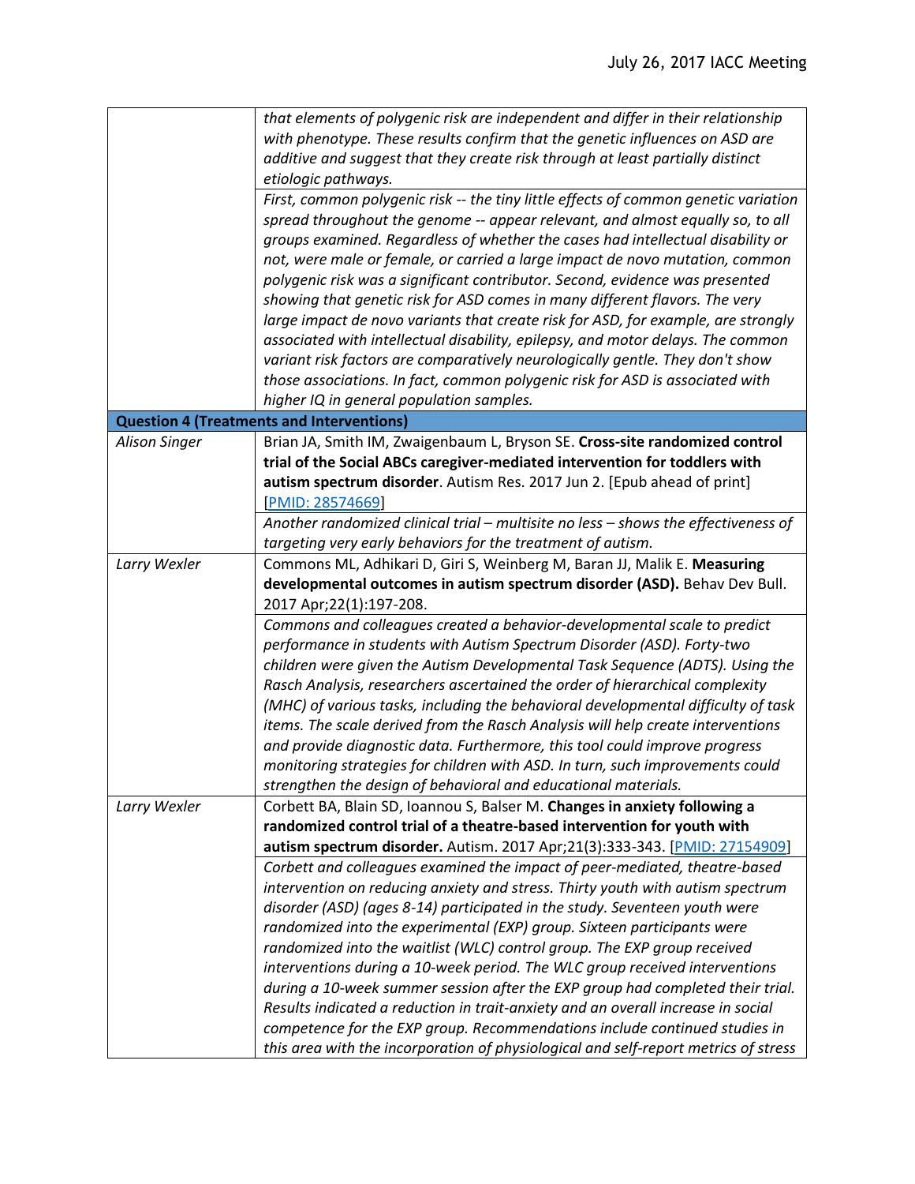| | |
|---|---|
| | *that elements of polygenic risk are independent and differ in their relationship with phenotype. These results confirm that the genetic influences on ASD are additive and suggest that they create risk through at least partially distinct etiologic pathways.* |
| | *First, common polygenic risk -- the tiny little effects of common genetic variation spread throughout the genome -- appear relevant, and almost equally so, to all groups examined. Regardless of whether the cases had intellectual disability or not, were male or female, or carried a large impact de novo mutation, common polygenic risk was a significant contributor. Second, evidence was presented showing that genetic risk for ASD comes in many different flavors. The very large impact de novo variants that create risk for ASD, for example, are strongly associated with intellectual disability, epilepsy, and motor delays. The common variant risk factors are comparatively neurologically gentle. They don't show those associations. In fact, common polygenic risk for ASD is associated with higher IQ in general population samples.* |
| **Question 4 (Treatments and Interventions)** | |
| *Alison Singer* | Brian JA, Smith IM, Zwaigenbaum L, Bryson SE. **Cross-site randomized control trial of the Social ABCs caregiver-mediated intervention for toddlers with autism spectrum disorder**. Autism Res. 2017 Jun 2. [Epub ahead of print] [PMID: 28574669] |
| | *Another randomized clinical trial – multisite no less – shows the effectiveness of targeting very early behaviors for the treatment of autism.* |
| *Larry Wexler* | Commons ML, Adhikari D, Giri S, Weinberg M, Baran JJ, Malik E. **Measuring developmental outcomes in autism spectrum disorder (ASD).** Behav Dev Bull. 2017 Apr;22(1):197-208. |
| | *Commons and colleagues created a behavior-developmental scale to predict performance in students with Autism Spectrum Disorder (ASD). Forty-two children were given the Autism Developmental Task Sequence (ADTS). Using the Rasch Analysis, researchers ascertained the order of hierarchical complexity (MHC) of various tasks, including the behavioral developmental difficulty of task items. The scale derived from the Rasch Analysis will help create interventions and provide diagnostic data. Furthermore, this tool could improve progress monitoring strategies for children with ASD. In turn, such improvements could strengthen the design of behavioral and educational materials.* |
| *Larry Wexler* | Corbett BA, Blain SD, Ioannou S, Balser M. **Changes in anxiety following a randomized control trial of a theatre-based intervention for youth with autism spectrum disorder.** Autism. 2017 Apr;21(3):333-343. [PMID: 27154909] |
| | *Corbett and colleagues examined the impact of peer-mediated, theatre-based intervention on reducing anxiety and stress. Thirty youth with autism spectrum disorder (ASD) (ages 8-14) participated in the study. Seventeen youth were randomized into the experimental (EXP) group. Sixteen participants were randomized into the waitlist (WLC) control group. The EXP group received interventions during a 10-week period. The WLC group received interventions during a 10-week summer session after the EXP group had completed their trial. Results indicated a reduction in trait-anxiety and an overall increase in social competence for the EXP group. Recommendations include continued studies in this area with the incorporation of physiological and self-report metrics of stress* |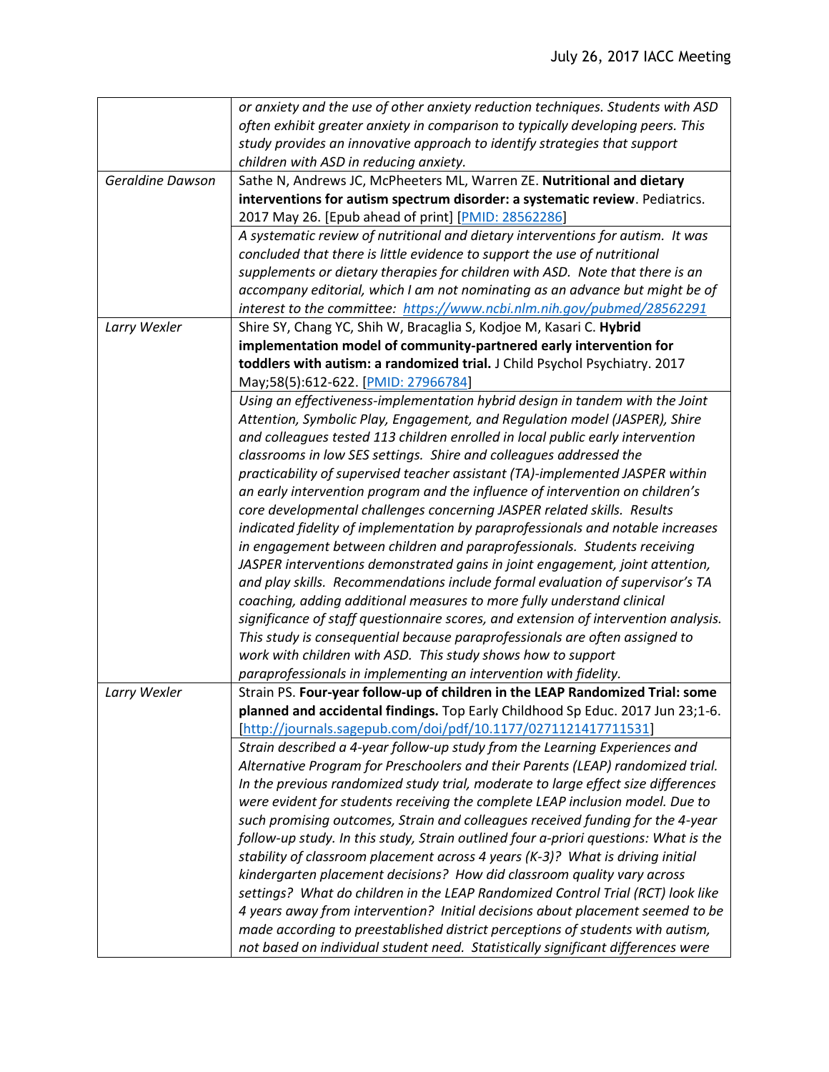| | |
|---|---|
| | *or anxiety and the use of other anxiety reduction techniques. Students with ASD often exhibit greater anxiety in comparison to typically developing peers. This study provides an innovative approach to identify strategies that support children with ASD in reducing anxiety.* |
| *Geraldine Dawson* | Sathe N, Andrews JC, McPheeters ML, Warren ZE. **Nutritional and dietary interventions for autism spectrum disorder: a systematic review**. Pediatrics. 2017 May 26. [Epub ahead of print] [PMID: 28562286] |
| | *A systematic review of nutritional and dietary interventions for autism. It was concluded that there is little evidence to support the use of nutritional supplements or dietary therapies for children with ASD. Note that there is an accompany editorial, which I am not nominating as an advance but might be of interest to the committee: https://www.ncbi.nlm.nih.gov/pubmed/28562291* |
| *Larry Wexler* | Shire SY, Chang YC, Shih W, Bracaglia S, Kodjoe M, Kasari C. **Hybrid implementation model of community-partnered early intervention for toddlers with autism: a randomized trial.** J Child Psychol Psychiatry. 2017 May;58(5):612-622. [PMID: 27966784] |
| | *Using an effectiveness-implementation hybrid design in tandem with the Joint Attention, Symbolic Play, Engagement, and Regulation model (JASPER), Shire and colleagues tested 113 children enrolled in local public early intervention classrooms in low SES settings. Shire and colleagues addressed the practicability of supervised teacher assistant (TA)-implemented JASPER within an early intervention program and the influence of intervention on children's core developmental challenges concerning JASPER related skills. Results indicated fidelity of implementation by paraprofessionals and notable increases in engagement between children and paraprofessionals. Students receiving JASPER interventions demonstrated gains in joint engagement, joint attention, and play skills. Recommendations include formal evaluation of supervisor's TA coaching, adding additional measures to more fully understand clinical significance of staff questionnaire scores, and extension of intervention analysis. This study is consequential because paraprofessionals are often assigned to work with children with ASD. This study shows how to support paraprofessionals in implementing an intervention with fidelity.* |
| *Larry Wexler* | Strain PS. **Four-year follow-up of children in the LEAP Randomized Trial: some planned and accidental findings.** Top Early Childhood Sp Educ. 2017 Jun 23;1-6. [http://journals.sagepub.com/doi/pdf/10.1177/0271121417711531] |
| | *Strain described a 4-year follow-up study from the Learning Experiences and Alternative Program for Preschoolers and their Parents (LEAP) randomized trial. In the previous randomized study trial, moderate to large effect size differences were evident for students receiving the complete LEAP inclusion model. Due to such promising outcomes, Strain and colleagues received funding for the 4-year follow-up study. In this study, Strain outlined four a-priori questions: What is the stability of classroom placement across 4 years (K-3)? What is driving initial kindergarten placement decisions? How did classroom quality vary across settings? What do children in the LEAP Randomized Control Trial (RCT) look like 4 years away from intervention? Initial decisions about placement seemed to be made according to preestablished district perceptions of students with autism, not based on individual student need. Statistically significant differences were* |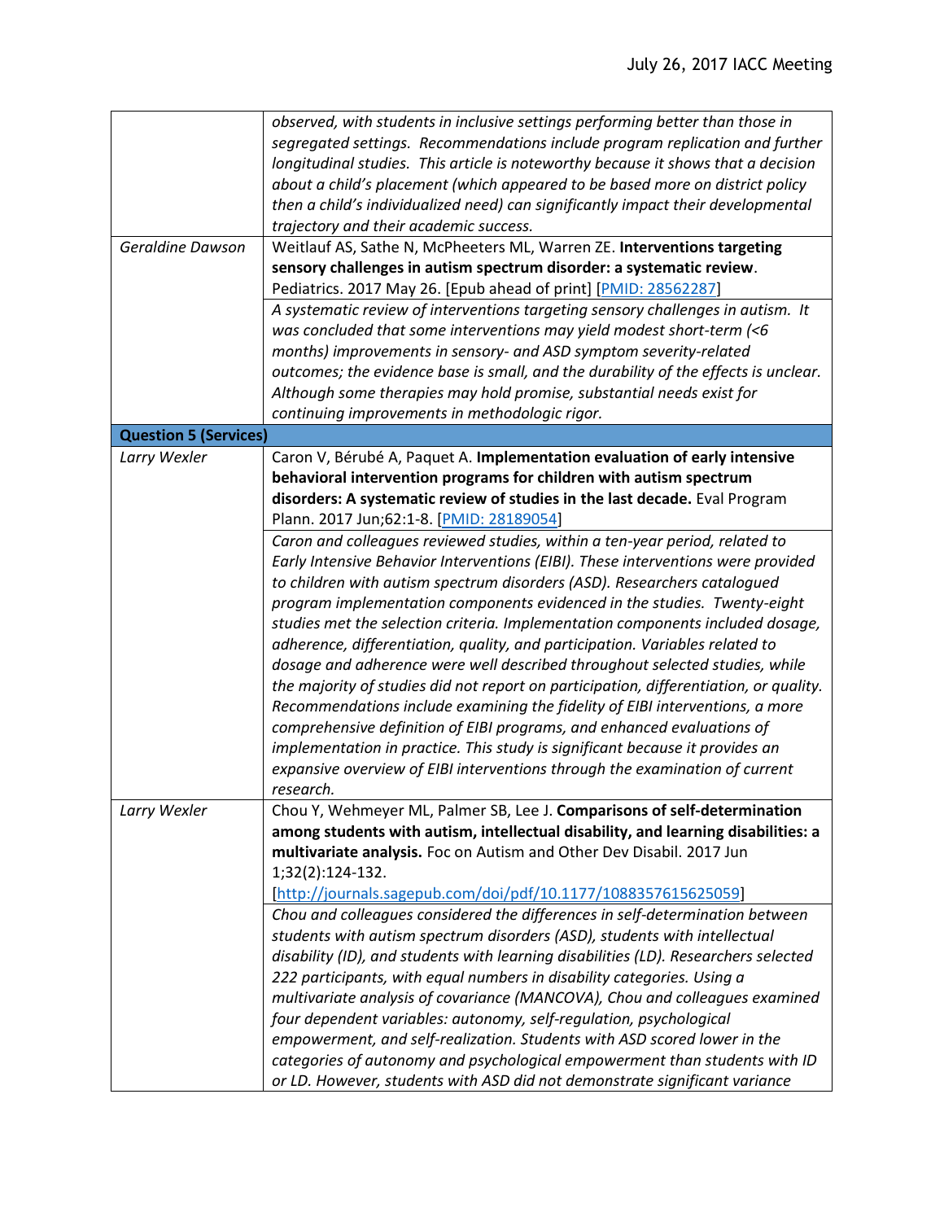| | |
|---|---|
| | *observed, with students in inclusive settings performing better than those in segregated settings. Recommendations include program replication and further longitudinal studies. This article is noteworthy because it shows that a decision about a child's placement (which appeared to be based more on district policy then a child's individualized need) can significantly impact their developmental trajectory and their academic success.* |
| *Geraldine Dawson* | Weitlauf AS, Sathe N, McPheeters ML, Warren ZE. **Interventions targeting sensory challenges in autism spectrum disorder: a systematic review**. Pediatrics. 2017 May 26. [Epub ahead of print] [PMID: 28562287] |
| | *A systematic review of interventions targeting sensory challenges in autism. It was concluded that some interventions may yield modest short-term (<6 months) improvements in sensory- and ASD symptom severity-related outcomes; the evidence base is small, and the durability of the effects is unclear. Although some therapies may hold promise, substantial needs exist for continuing improvements in methodologic rigor.* |
| **Question 5 (Services)** | |
| *Larry Wexler* | Caron V, Bérubé A, Paquet A. **Implementation evaluation of early intensive behavioral intervention programs for children with autism spectrum disorders: A systematic review of studies in the last decade.** Eval Program Plann. 2017 Jun;62:1-8. [PMID: 28189054] |
| | *Caron and colleagues reviewed studies, within a ten-year period, related to Early Intensive Behavior Interventions (EIBI). These interventions were provided to children with autism spectrum disorders (ASD). Researchers catalogued program implementation components evidenced in the studies. Twenty-eight studies met the selection criteria. Implementation components included dosage, adherence, differentiation, quality, and participation. Variables related to dosage and adherence were well described throughout selected studies, while the majority of studies did not report on participation, differentiation, or quality. Recommendations include examining the fidelity of EIBI interventions, a more comprehensive definition of EIBI programs, and enhanced evaluations of implementation in practice. This study is significant because it provides an expansive overview of EIBI interventions through the examination of current research.* |
| *Larry Wexler* | Chou Y, Wehmeyer ML, Palmer SB, Lee J. **Comparisons of self-determination among students with autism, intellectual disability, and learning disabilities: a multivariate analysis.** Foc on Autism and Other Dev Disabil. 2017 Jun 1;32(2):124-132. [http://journals.sagepub.com/doi/pdf/10.1177/1088357615625059] |
| | *Chou and colleagues considered the differences in self-determination between students with autism spectrum disorders (ASD), students with intellectual disability (ID), and students with learning disabilities (LD). Researchers selected 222 participants, with equal numbers in disability categories. Using a multivariate analysis of covariance (MANCOVA), Chou and colleagues examined four dependent variables: autonomy, self-regulation, psychological empowerment, and self-realization. Students with ASD scored lower in the categories of autonomy and psychological empowerment than students with ID or LD. However, students with ASD did not demonstrate significant variance* |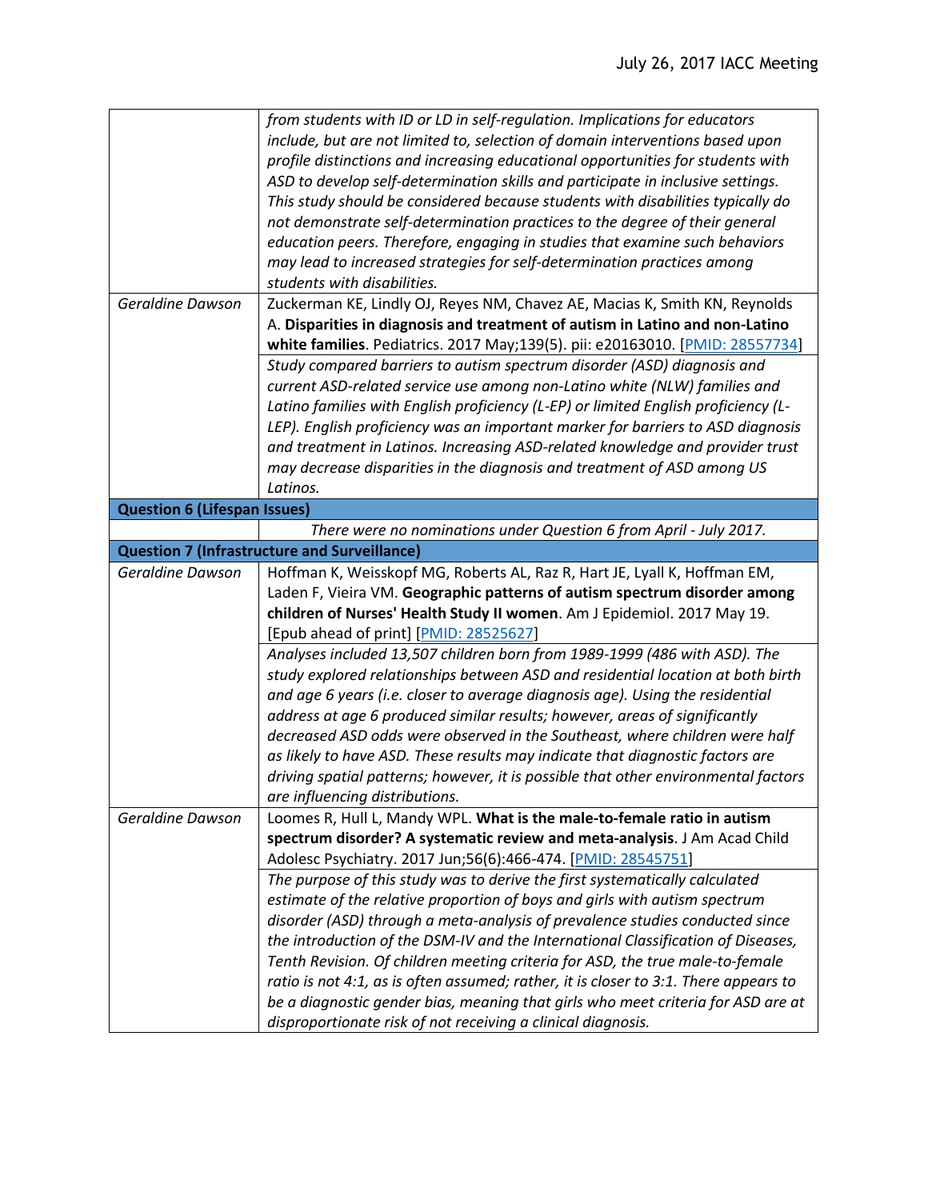| | |
|---|---|
| | *from students with ID or LD in self-regulation. Implications for educators include, but are not limited to, selection of domain interventions based upon profile distinctions and increasing educational opportunities for students with ASD to develop self-determination skills and participate in inclusive settings. This study should be considered because students with disabilities typically do not demonstrate self-determination practices to the degree of their general education peers. Therefore, engaging in studies that examine such behaviors may lead to increased strategies for self-determination practices among students with disabilities.* |
| *Geraldine Dawson* | Zuckerman KE, Lindly OJ, Reyes NM, Chavez AE, Macias K, Smith KN, Reynolds A. **Disparities in diagnosis and treatment of autism in Latino and non-Latino white families**. Pediatrics. 2017 May;139(5). pii: e20163010. [PMID: 28557734] |
| | *Study compared barriers to autism spectrum disorder (ASD) diagnosis and current ASD-related service use among non-Latino white (NLW) families and Latino families with English proficiency (L-EP) or limited English proficiency (L-LEP). English proficiency was an important marker for barriers to ASD diagnosis and treatment in Latinos. Increasing ASD-related knowledge and provider trust may decrease disparities in the diagnosis and treatment of ASD among US Latinos.* |
| **Question 6 (Lifespan Issues)** | |
| | *There were no nominations under Question 6 from April - July 2017.* |
| **Question 7 (Infrastructure and Surveillance)** | |
| *Geraldine Dawson* | Hoffman K, Weisskopf MG, Roberts AL, Raz R, Hart JE, Lyall K, Hoffman EM, Laden F, Vieira VM. **Geographic patterns of autism spectrum disorder among children of Nurses' Health Study II women**. Am J Epidemiol. 2017 May 19. [Epub ahead of print] [PMID: 28525627] |
| | *Analyses included 13,507 children born from 1989-1999 (486 with ASD). The study explored relationships between ASD and residential location at both birth and age 6 years (i.e. closer to average diagnosis age). Using the residential address at age 6 produced similar results; however, areas of significantly decreased ASD odds were observed in the Southeast, where children were half as likely to have ASD. These results may indicate that diagnostic factors are driving spatial patterns; however, it is possible that other environmental factors are influencing distributions.* |
| *Geraldine Dawson* | Loomes R, Hull L, Mandy WPL. **What is the male-to-female ratio in autism spectrum disorder? A systematic review and meta-analysis**. J Am Acad Child Adolesc Psychiatry. 2017 Jun;56(6):466-474. [PMID: 28545751] |
| | *The purpose of this study was to derive the first systematically calculated estimate of the relative proportion of boys and girls with autism spectrum disorder (ASD) through a meta-analysis of prevalence studies conducted since the introduction of the DSM-IV and the International Classification of Diseases, Tenth Revision. Of children meeting criteria for ASD, the true male-to-female ratio is not 4:1, as is often assumed; rather, it is closer to 3:1. There appears to be a diagnostic gender bias, meaning that girls who meet criteria for ASD are at disproportionate risk of not receiving a clinical diagnosis.* |